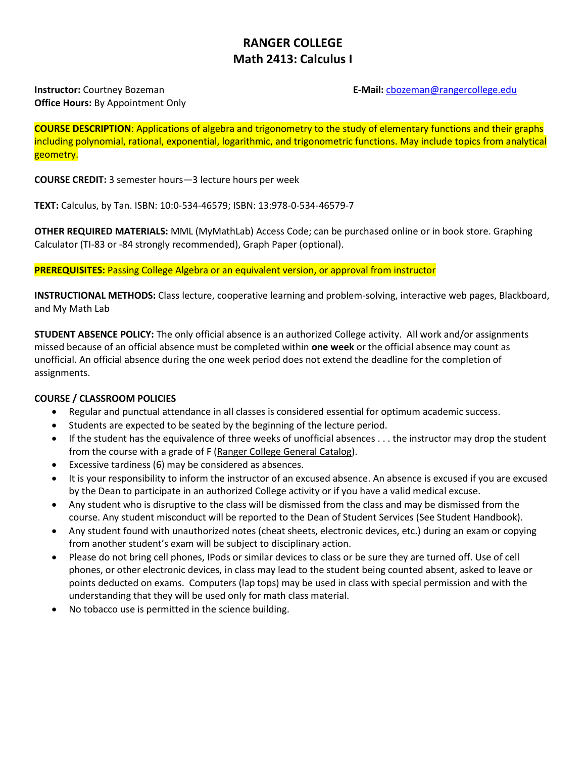# RANGER COLLEGE
## Math 2413: Calculus I

**Instructor:** Courtney Bozeman

**E-Mail:** cbozeman@rangercollege.edu

**Office Hours:** By Appointment Only

**COURSE DESCRIPTION**: Applications of algebra and trigonometry to the study of elementary functions and their graphs including polynomial, rational, exponential, logarithmic, and trigonometric functions. May include topics from analytical geometry.

**COURSE CREDIT:** 3 semester hours—3 lecture hours per week

**TEXT:** Calculus, by Tan. ISBN: 10:0-534-46579; ISBN: 13:978-0-534-46579-7

**OTHER REQUIRED MATERIALS:** MML (MyMathLab) Access Code; can be purchased online or in book store. Graphing Calculator (TI-83 or -84 strongly recommended), Graph Paper (optional).

**PREREQUISITES:** Passing College Algebra or an equivalent version, or approval from instructor

**INSTRUCTIONAL METHODS:** Class lecture, cooperative learning and problem-solving, interactive web pages, Blackboard, and My Math Lab

**STUDENT ABSENCE POLICY:** The only official absence is an authorized College activity. All work and/or assignments missed because of an official absence must be completed within **one week** or the official absence may count as unofficial. An official absence during the one week period does not extend the deadline for the completion of assignments.

**COURSE / CLASSROOM POLICIES**

- Regular and punctual attendance in all classes is considered essential for optimum academic success.
- Students are expected to be seated by the beginning of the lecture period.
- If the student has the equivalence of three weeks of unofficial absences . . . the instructor may drop the student from the course with a grade of F (Ranger College General Catalog).
- Excessive tardiness (6) may be considered as absences.
- It is your responsibility to inform the instructor of an excused absence. An absence is excused if you are excused by the Dean to participate in an authorized College activity or if you have a valid medical excuse.
- Any student who is disruptive to the class will be dismissed from the class and may be dismissed from the course. Any student misconduct will be reported to the Dean of Student Services (See Student Handbook).
- Any student found with unauthorized notes (cheat sheets, electronic devices, etc.) during an exam or copying from another student's exam will be subject to disciplinary action.
- Please do not bring cell phones, IPods or similar devices to class or be sure they are turned off. Use of cell phones, or other electronic devices, in class may lead to the student being counted absent, asked to leave or points deducted on exams. Computers (lap tops) may be used in class with special permission and with the understanding that they will be used only for math class material.
- No tobacco use is permitted in the science building.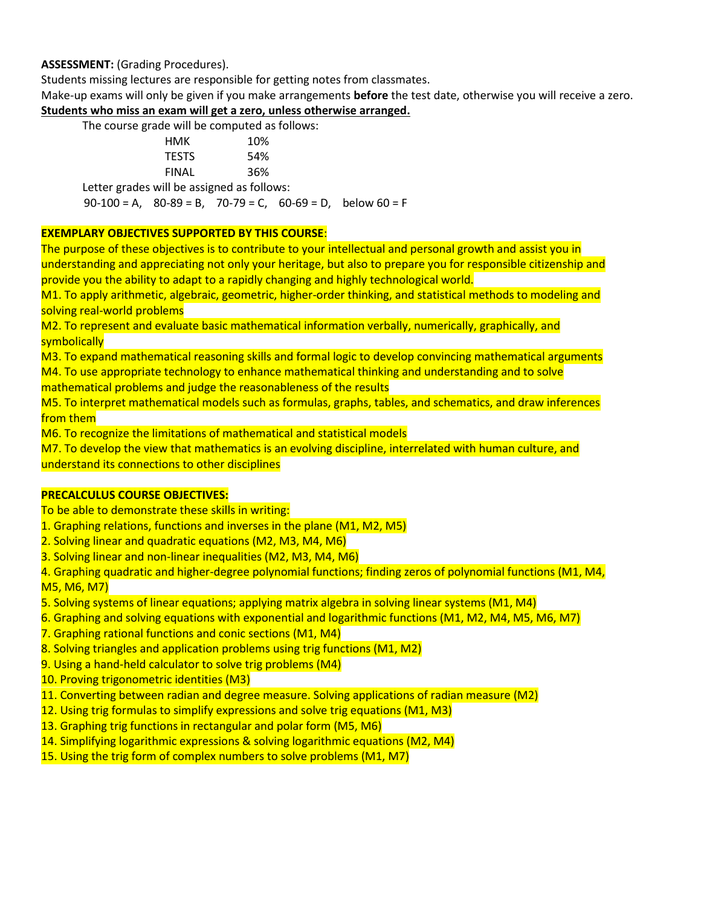**ASSESSMENT:** (Grading Procedures).

Students missing lectures are responsible for getting notes from classmates.

Make-up exams will only be given if you make arrangements **before** the test date, otherwise you will receive a zero.

***Students who miss an exam will get a zero, unless otherwise arranged.***

The course grade will be computed as follows:

| | |
|---|---|
| HMK | 10% |
| TESTS | 54% |
| FINAL | 36% |

Letter grades will be assigned as follows:

90-100 = A, 80-89 = B, 70-79 = C, 60-69 = D, below 60 = F

**EXEMPLARY OBJECTIVES SUPPORTED BY THIS COURSE**:

The purpose of these objectives is to contribute to your intellectual and personal growth and assist you in understanding and appreciating not only your heritage, but also to prepare you for responsible citizenship and provide you the ability to adapt to a rapidly changing and highly technological world.

M1. To apply arithmetic, algebraic, geometric, higher-order thinking, and statistical methods to modeling and solving real-world problems

M2. To represent and evaluate basic mathematical information verbally, numerically, graphically, and symbolically

M3. To expand mathematical reasoning skills and formal logic to develop convincing mathematical arguments

M4. To use appropriate technology to enhance mathematical thinking and understanding and to solve mathematical problems and judge the reasonableness of the results

M5. To interpret mathematical models such as formulas, graphs, tables, and schematics, and draw inferences from them

M6. To recognize the limitations of mathematical and statistical models

M7. To develop the view that mathematics is an evolving discipline, interrelated with human culture, and understand its connections to other disciplines

**PRECALCULUS COURSE OBJECTIVES:**

To be able to demonstrate these skills in writing:

1. Graphing relations, functions and inverses in the plane (M1, M2, M5)
2. Solving linear and quadratic equations (M2, M3, M4, M6)
3. Solving linear and non-linear inequalities (M2, M3, M4, M6)
4. Graphing quadratic and higher-degree polynomial functions; finding zeros of polynomial functions (M1, M4, M5, M6, M7)
5. Solving systems of linear equations; applying matrix algebra in solving linear systems (M1, M4)
6. Graphing and solving equations with exponential and logarithmic functions (M1, M2, M4, M5, M6, M7)
7. Graphing rational functions and conic sections (M1, M4)
8. Solving triangles and application problems using trig functions (M1, M2)
9. Using a hand-held calculator to solve trig problems (M4)
10. Proving trigonometric identities (M3)
11. Converting between radian and degree measure. Solving applications of radian measure (M2)
12. Using trig formulas to simplify expressions and solve trig equations (M1, M3)
13. Graphing trig functions in rectangular and polar form (M5, M6)
14. Simplifying logarithmic expressions & solving logarithmic equations (M2, M4)
15. Using the trig form of complex numbers to solve problems (M1, M7)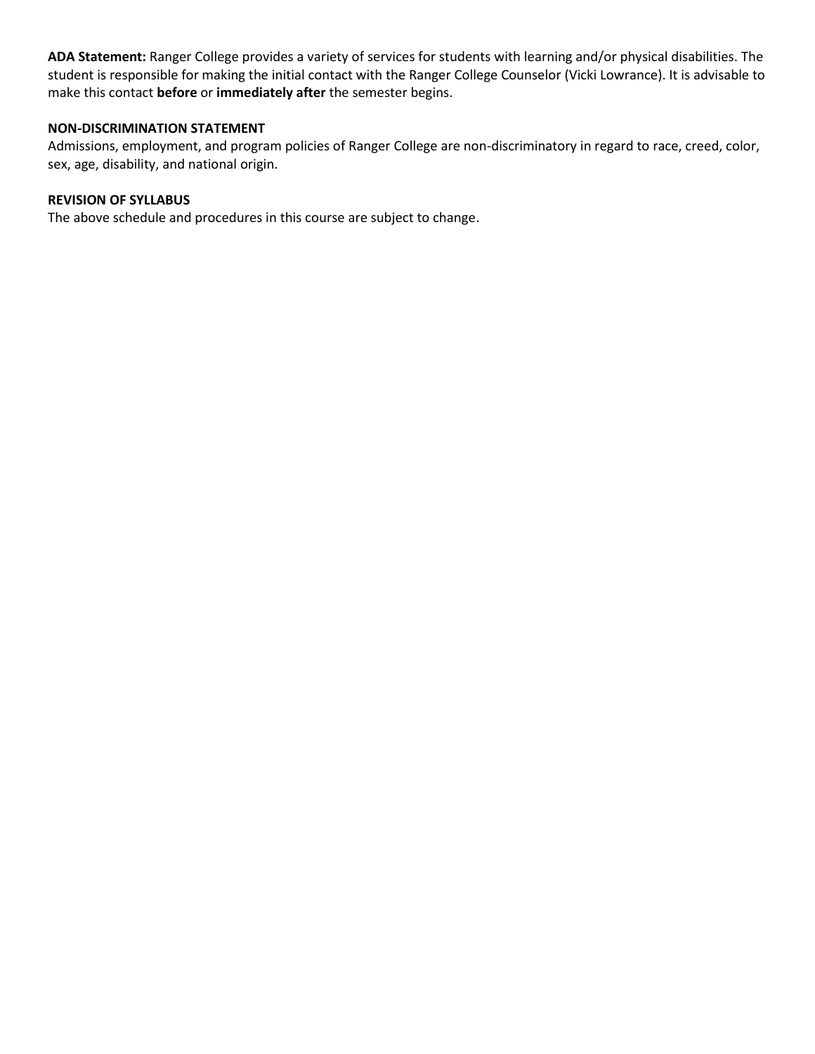**ADA Statement:** Ranger College provides a variety of services for students with learning and/or physical disabilities. The student is responsible for making the initial contact with the Ranger College Counselor (Vicki Lowrance). It is advisable to make this contact **before** or **immediately after** the semester begins.

**NON-DISCRIMINATION STATEMENT**

Admissions, employment, and program policies of Ranger College are non-discriminatory in regard to race, creed, color, sex, age, disability, and national origin.

**REVISION OF SYLLABUS**

The above schedule and procedures in this course are subject to change.